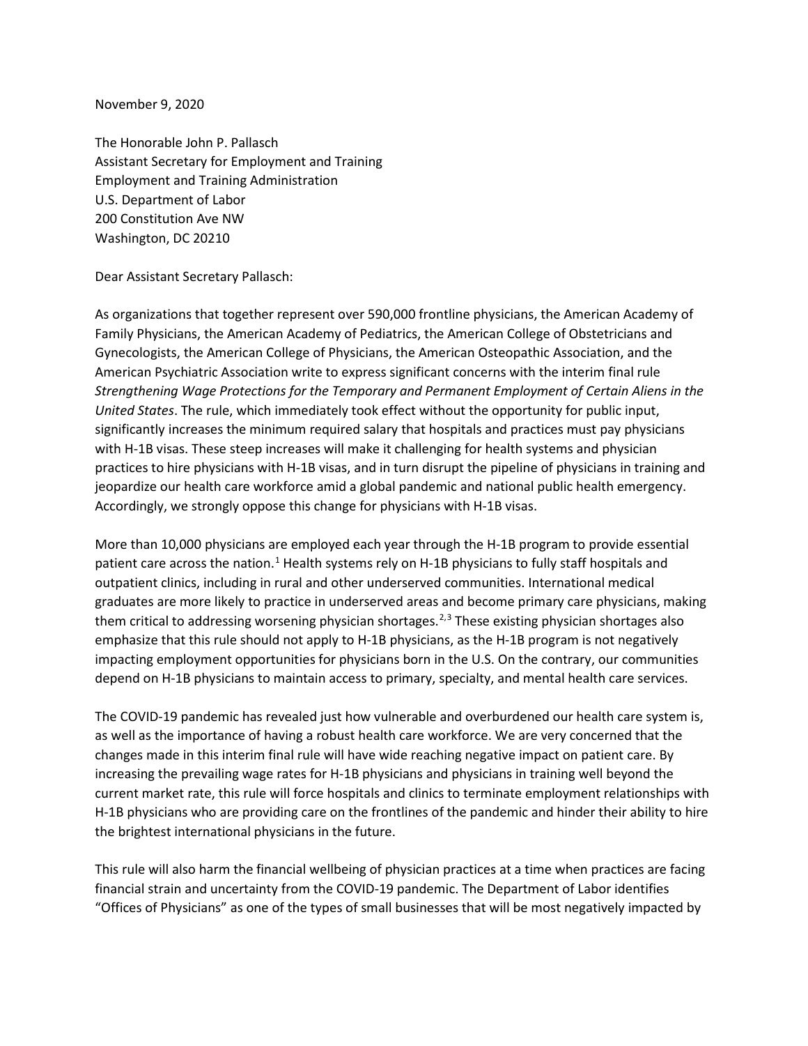November 9, 2020

The Honorable John P. Pallasch
Assistant Secretary for Employment and Training
Employment and Training Administration
U.S. Department of Labor
200 Constitution Ave NW
Washington, DC 20210

Dear Assistant Secretary Pallasch:

As organizations that together represent over 590,000 frontline physicians, the American Academy of Family Physicians, the American Academy of Pediatrics, the American College of Obstetricians and Gynecologists, the American College of Physicians, the American Osteopathic Association, and the American Psychiatric Association write to express significant concerns with the interim final rule *Strengthening Wage Protections for the Temporary and Permanent Employment of Certain Aliens in the United States*. The rule, which immediately took effect without the opportunity for public input, significantly increases the minimum required salary that hospitals and practices must pay physicians with H-1B visas. These steep increases will make it challenging for health systems and physician practices to hire physicians with H-1B visas, and in turn disrupt the pipeline of physicians in training and jeopardize our health care workforce amid a global pandemic and national public health emergency. Accordingly, we strongly oppose this change for physicians with H-1B visas.

More than 10,000 physicians are employed each year through the H-1B program to provide essential patient care across the nation.[1] Health systems rely on H-1B physicians to fully staff hospitals and outpatient clinics, including in rural and other underserved communities. International medical graduates are more likely to practice in underserved areas and become primary care physicians, making them critical to addressing worsening physician shortages.[2,3] These existing physician shortages also emphasize that this rule should not apply to H-1B physicians, as the H-1B program is not negatively impacting employment opportunities for physicians born in the U.S. On the contrary, our communities depend on H-1B physicians to maintain access to primary, specialty, and mental health care services.

The COVID-19 pandemic has revealed just how vulnerable and overburdened our health care system is, as well as the importance of having a robust health care workforce. We are very concerned that the changes made in this interim final rule will have wide reaching negative impact on patient care. By increasing the prevailing wage rates for H-1B physicians and physicians in training well beyond the current market rate, this rule will force hospitals and clinics to terminate employment relationships with H-1B physicians who are providing care on the frontlines of the pandemic and hinder their ability to hire the brightest international physicians in the future.

This rule will also harm the financial wellbeing of physician practices at a time when practices are facing financial strain and uncertainty from the COVID-19 pandemic. The Department of Labor identifies "Offices of Physicians" as one of the types of small businesses that will be most negatively impacted by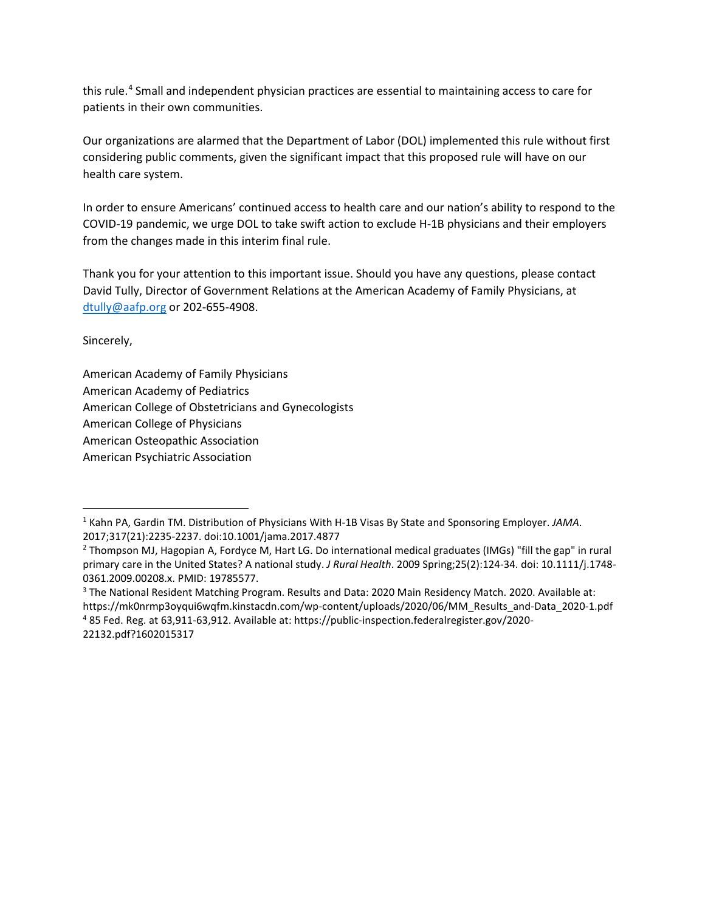this rule.[4] Small and independent physician practices are essential to maintaining access to care for patients in their own communities.

Our organizations are alarmed that the Department of Labor (DOL) implemented this rule without first considering public comments, given the significant impact that this proposed rule will have on our health care system.

In order to ensure Americans' continued access to health care and our nation's ability to respond to the COVID-19 pandemic, we urge DOL to take swift action to exclude H-1B physicians and their employers from the changes made in this interim final rule.

Thank you for your attention to this important issue. Should you have any questions, please contact David Tully, Director of Government Relations at the American Academy of Family Physicians, at dtully@aafp.org or 202-655-4908.

Sincerely,

American Academy of Family Physicians
American Academy of Pediatrics
American College of Obstetricians and Gynecologists
American College of Physicians
American Osteopathic Association
American Psychiatric Association

---

[1] Kahn PA, Gardin TM. Distribution of Physicians With H-1B Visas By State and Sponsoring Employer. *JAMA*. 2017;317(21):2235-2237. doi:10.1001/jama.2017.4877

[2] Thompson MJ, Hagopian A, Fordyce M, Hart LG. Do international medical graduates (IMGs) "fill the gap" in rural primary care in the United States? A national study. *J Rural Health*. 2009 Spring;25(2):124-34. doi: 10.1111/j.1748-0361.2009.00208.x. PMID: 19785577.

[3] The National Resident Matching Program. Results and Data: 2020 Main Residency Match. 2020. Available at: https://mk0nrmp3oyqui6wqfm.kinstacdn.com/wp-content/uploads/2020/06/MM_Results_and-Data_2020-1.pdf

[4] 85 Fed. Reg. at 63,911-63,912. Available at: https://public-inspection.federalregister.gov/2020-22132.pdf?1602015317